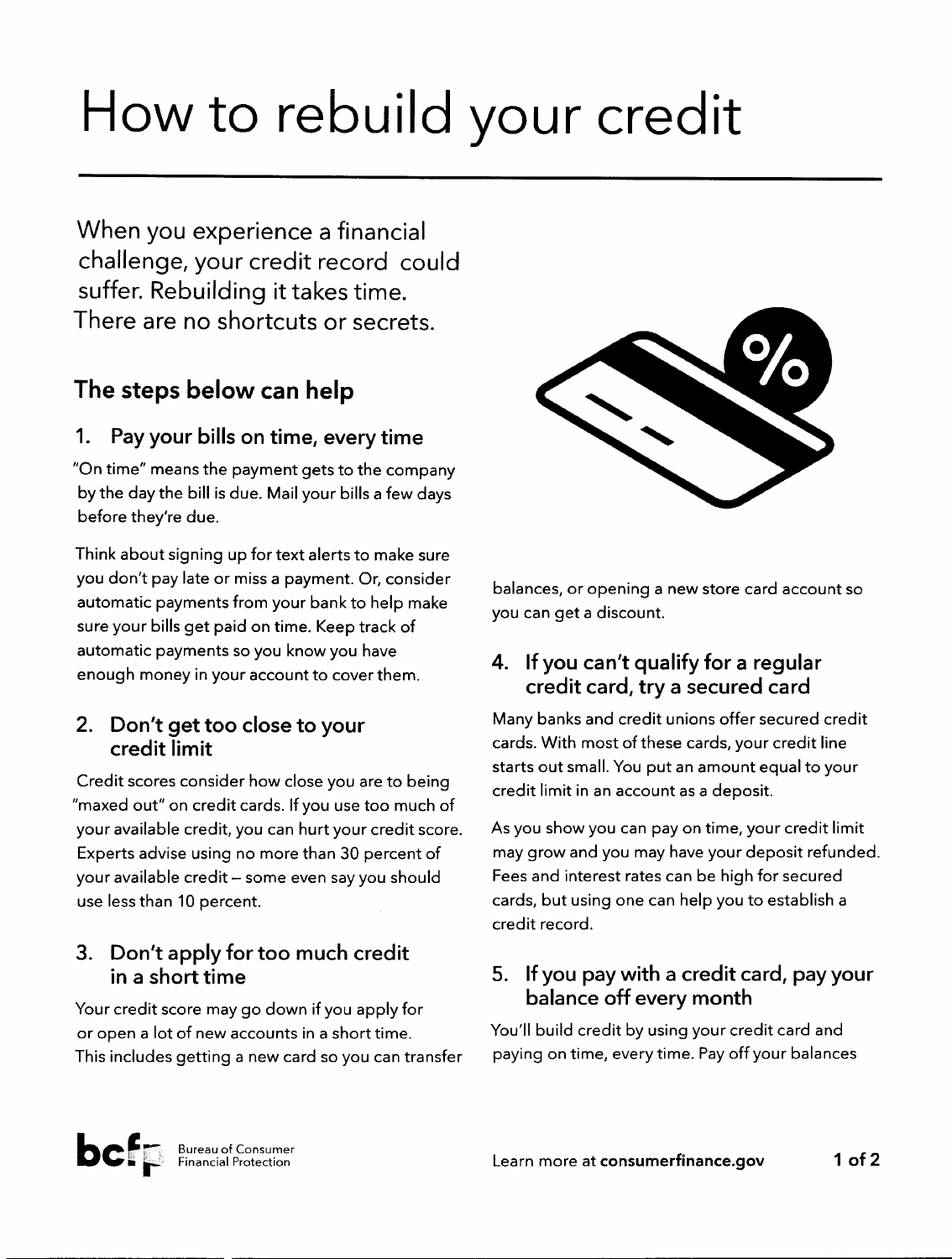# How to rebuild your credit

When you experience a financial challenge, your credit record could suffer. Rebuilding it takes time. There are no shortcuts or secrets.

## The steps below can help

### 1. Pay your bills on time, every time

"On time" means the payment gets to the company by the day the bill is due. Mail your bills a few days before they're due.

Think about signing up for text alerts to make sure you don't pay late or miss a payment. Or, consider automatic payments from your bank to help make sure your bills get paid on time. Keep track of automatic payments so you know you have enough money in your account to cover them.

### 2. Don't get too close to your credit limit

Credit scores consider how close you are to being "maxed out" on credit cards. If you use too much of your available credit, you can hurt your credit score. Experts advise using no more than 30 percent of your available credit – some even say you should use less than 10 percent.

### 3. Don't apply for too much credit in a short time

Your credit score may go down if you apply for or open a lot of new accounts in a short time. This includes getting a new card so you can transfer balances, or opening a new store card account so you can get a discount.

### 4. If you can't qualify for a regular credit card, try a secured card

Many banks and credit unions offer secured credit cards. With most of these cards, your credit line starts out small. You put an amount equal to your credit limit in an account as a deposit.

As you show you can pay on time, your credit limit may grow and you may have your deposit refunded. Fees and interest rates can be high for secured cards, but using one can help you to establish a credit record.

### 5. If you pay with a credit card, pay your balance off every month

You'll build credit by using your credit card and paying on time, every time. Pay off your balances

Bureau of Consumer Financial Protection

Learn more at **consumerfinance.gov**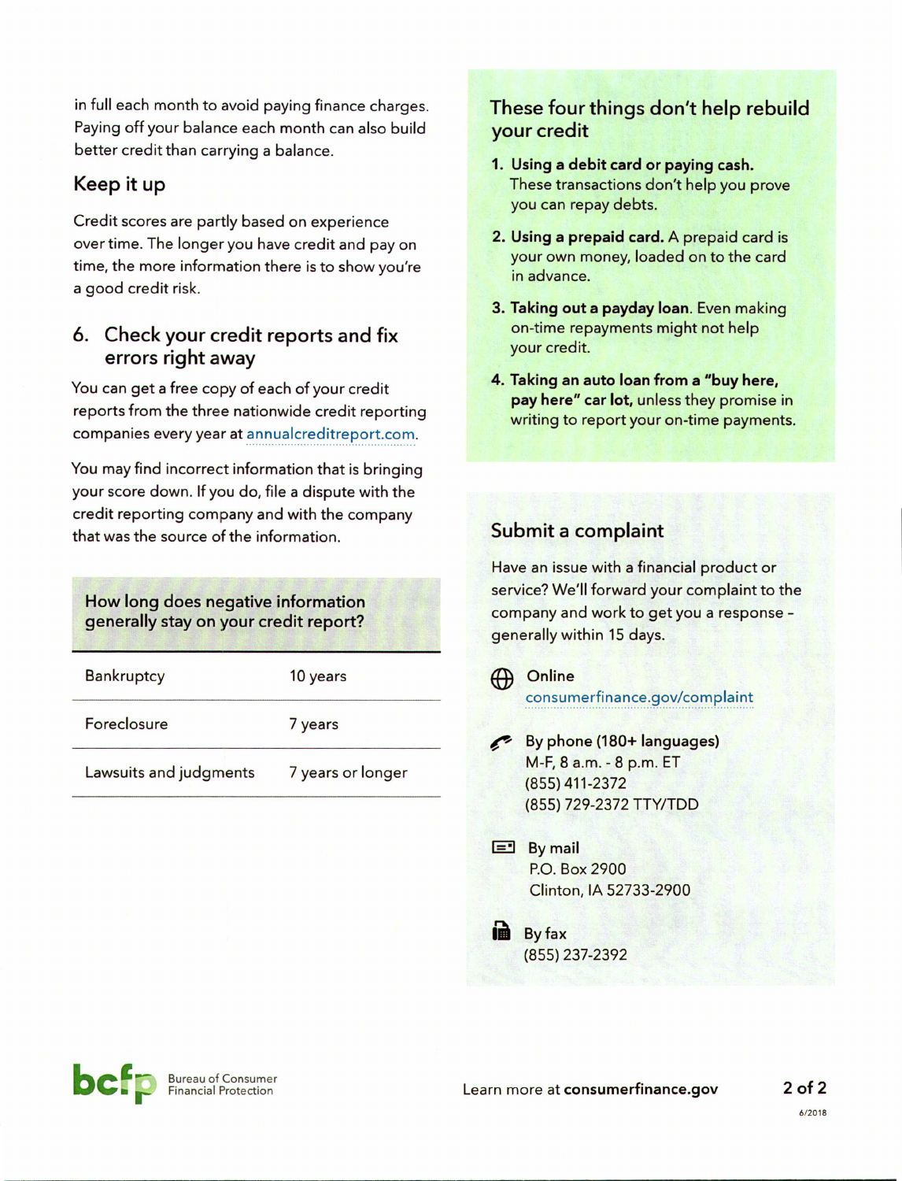in full each month to avoid paying finance charges. Paying off your balance each month can also build better credit than carrying a balance.

### Keep it up

Credit scores are partly based on experience over time. The longer you have credit and pay on time, the more information there is to show you're a good credit risk.

## 6. Check your credit reports and fix errors right away

You can get a free copy of each of your credit reports from the three nationwide credit reporting companies every year at annualcreditreport.com.

You may find incorrect information that is bringing your score down. If you do, file a dispute with the credit reporting company and with the company that was the source of the information.

**How long does negative information generally stay on your credit report?**

| | |
|---|---|
| Bankruptcy | 10 years |
| Foreclosure | 7 years |
| Lawsuits and judgments | 7 years or longer |

### These four things don't help rebuild your credit

1. **Using a debit card or paying cash.** These transactions don't help you prove you can repay debts.
2. **Using a prepaid card.** A prepaid card is your own money, loaded on to the card in advance.
3. **Taking out a payday loan.** Even making on-time repayments might not help your credit.
4. **Taking out an auto loan from a "buy here, pay here" car lot,** unless they promise in writing to report your on-time payments.

### Submit a complaint

Have an issue with a financial product or service? We'll forward your complaint to the company and work to get you a response - generally within 15 days.

**Online**
consumerfinance.gov/complaint

**By phone (180+ languages)**
M-F, 8 a.m. - 8 p.m. ET
(855) 411-2372
(855) 729-2372 TTY/TDD

**By mail**
P.O. Box 2900
Clinton, IA 52733-2900

**By fax**
(855) 237-2392

bcfp Bureau of Consumer Financial Protection

Learn more at **consumerfinance.gov**

6/2018